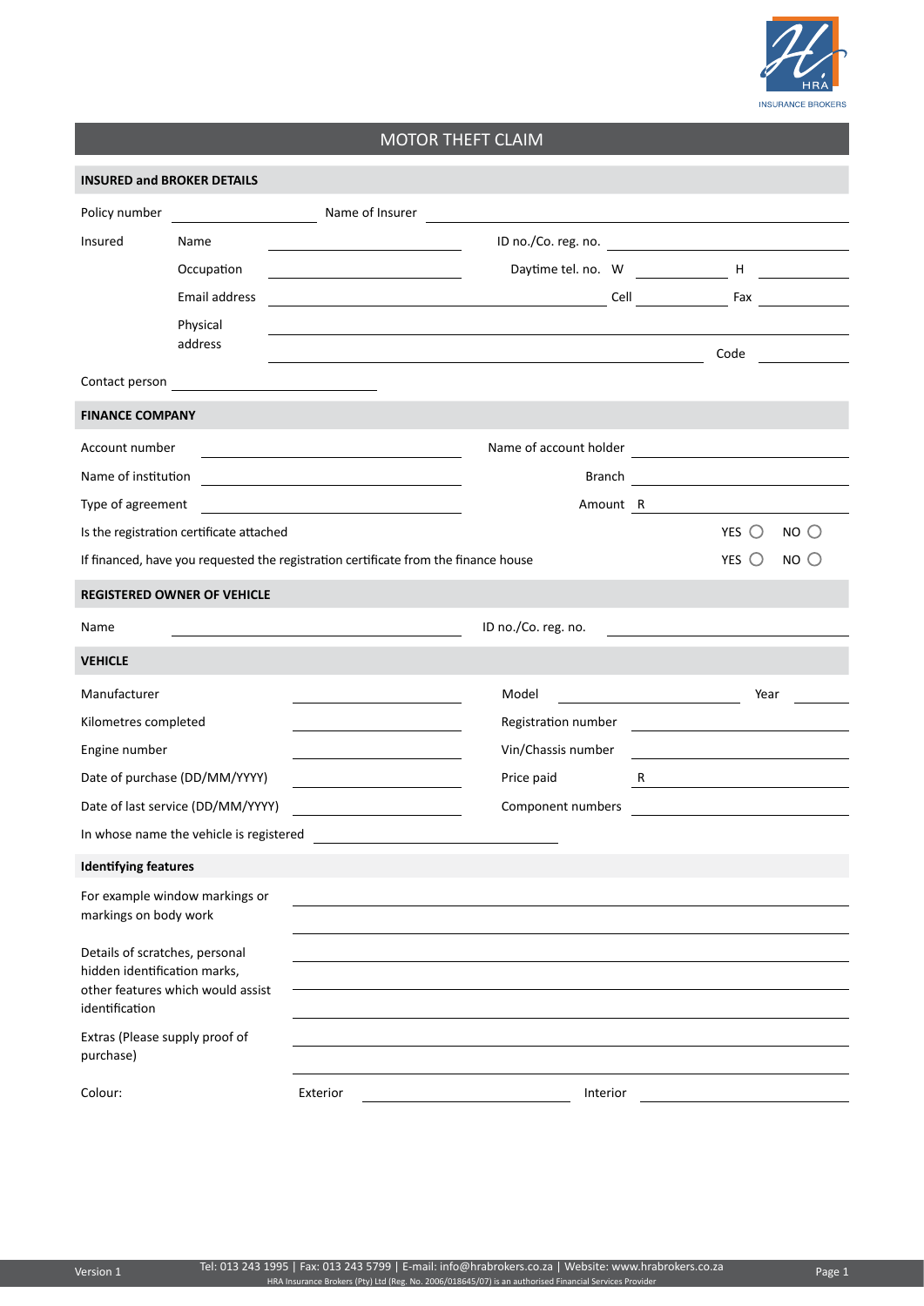# MOTOR THEFT CLAIM

## INSURED and BROKER DETAILS

Policy number \_\_\_\_\_\_\_\_\_\_\_\_\_\_\_\_ Name of Insurer \_\_\_\_\_\_\_\_\_\_\_\_\_\_\_\_\_\_\_\_\_\_\_\_\_\_\_\_\_\_\_\_

Insured

- Name \_\_\_\_\_\_\_\_\_\_\_\_\_\_\_\_\_\_\_\_ ID no./Co. reg. no. \_\_\_\_\_\_\_\_\_\_\_\_\_\_\_\_\_\_\_\_
- Occupation \_\_\_\_\_\_\_\_\_\_\_\_\_\_\_\_\_\_\_\_ Daytime tel. no. W \_\_\_\_\_\_\_\_\_\_ H \_\_\_\_\_\_\_\_\_\_
- Email address \_\_\_\_\_\_\_\_\_\_\_\_\_\_\_\_\_\_\_\_\_\_\_\_\_\_\_\_ Cell \_\_\_\_\_\_\_\_\_\_ Fax \_\_\_\_\_\_\_\_\_\_
- Physical address \_\_\_\_\_\_\_\_\_\_\_\_\_\_\_\_\_\_\_\_\_\_\_\_\_\_\_\_\_\_\_\_\_\_\_\_\_\_\_\_ Code \_\_\_\_\_\_\_\_\_\_

Contact person \_\_\_\_\_\_\_\_\_\_\_\_\_\_\_\_\_\_\_\_

## FINANCE COMPANY

Account number \_\_\_\_\_\_\_\_\_\_\_\_\_\_\_\_\_\_\_\_ Name of account holder \_\_\_\_\_\_\_\_\_\_\_\_\_\_\_\_\_\_\_\_

Name of institution \_\_\_\_\_\_\_\_\_\_\_\_\_\_\_\_\_\_\_\_ Branch \_\_\_\_\_\_\_\_\_\_\_\_\_\_\_\_\_\_\_\_

Type of agreement \_\_\_\_\_\_\_\_\_\_\_\_\_\_\_\_\_\_\_\_ Amount R \_\_\_\_\_\_\_\_\_\_\_\_\_\_\_\_\_\_\_\_

Is the registration certificate attached YES ○ NO ○

If financed, have you requested the registration certificate from the finance house YES ○ NO ○

## REGISTERED OWNER OF VEHICLE

Name \_\_\_\_\_\_\_\_\_\_\_\_\_\_\_\_\_\_\_\_ ID no./Co. reg. no. \_\_\_\_\_\_\_\_\_\_\_\_\_\_\_\_\_\_\_\_

## VEHICLE

Manufacturer \_\_\_\_\_\_\_\_\_\_\_\_\_\_\_\_ Model \_\_\_\_\_\_\_\_\_\_\_\_\_\_\_\_ Year \_\_\_\_\_\_\_\_

Kilometres completed \_\_\_\_\_\_\_\_\_\_\_\_\_\_\_\_ Registration number \_\_\_\_\_\_\_\_\_\_\_\_\_\_\_\_

Engine number \_\_\_\_\_\_\_\_\_\_\_\_\_\_\_\_ Vin/Chassis number \_\_\_\_\_\_\_\_\_\_\_\_\_\_\_\_

Date of purchase (DD/MM/YYYY) \_\_\_\_\_\_\_\_\_\_\_\_\_\_\_\_ Price paid R \_\_\_\_\_\_\_\_\_\_\_\_\_\_\_\_

Date of last service (DD/MM/YYYY) \_\_\_\_\_\_\_\_\_\_\_\_\_\_\_\_ Component numbers \_\_\_\_\_\_\_\_\_\_\_\_\_\_\_\_

In whose name the vehicle is registered \_\_\_\_\_\_\_\_\_\_\_\_\_\_\_\_\_\_\_\_

### Identifying features

For example window markings or markings on body work \_\_\_\_\_\_\_\_\_\_\_\_\_\_\_\_\_\_\_\_\_\_\_\_\_\_\_\_\_\_\_\_\_\_\_\_\_\_\_\_

Details of scratches, personal hidden identification marks, other features which would assist identification \_\_\_\_\_\_\_\_\_\_\_\_\_\_\_\_\_\_\_\_\_\_\_\_\_\_\_\_\_\_\_\_\_\_\_\_\_\_\_\_

Extras (Please supply proof of purchase) \_\_\_\_\_\_\_\_\_\_\_\_\_\_\_\_\_\_\_\_\_\_\_\_\_\_\_\_\_\_\_\_\_\_\_\_\_\_\_\_

Colour: Exterior \_\_\_\_\_\_\_\_\_\_\_\_\_\_\_\_\_\_\_\_ Interior \_\_\_\_\_\_\_\_\_\_\_\_\_\_\_\_\_\_\_\_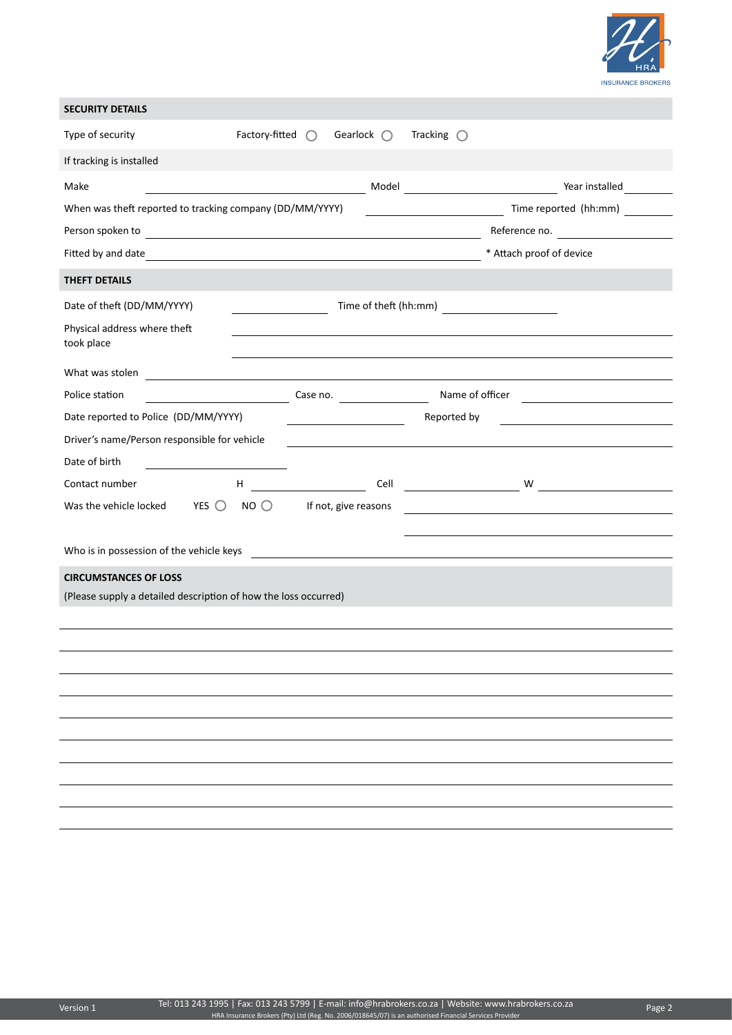## SECURITY DETAILS

Type of security    Factory-fitted ○    Gearlock ○    Tracking ○

If tracking is installed

Make ______________________ Model ______________________ Year installed __________

When was theft reported to tracking company (DD/MM/YYYY) ______________ Time reported (hh:mm) __________

Person spoken to ______________________________ Reference no. ______________

Fitted by and date ______________________________ * Attach proof of device

## THEFT DETAILS

Date of theft (DD/MM/YYYY) ______________ Time of theft (hh:mm) ______________

Physical address where theft took place ______________________________

What was stolen ______________________________

Police station ______________ Case no. ______________ Name of officer ______________

Date reported to Police (DD/MM/YYYY) ______________ Reported by ______________

Driver's name/Person responsible for vehicle ______________________________

Date of birth ______________

Contact number    H ______________ Cell ______________ W ______________

Was the vehicle locked    YES ○    NO ○    If not, give reasons ______________________________

Who is in possession of the vehicle keys ______________________________

## CIRCUMSTANCES OF LOSS

(Please supply a detailed description of how the loss occurred)

______________________________

______________________________

______________________________

______________________________

______________________________

______________________________

______________________________

______________________________

______________________________

______________________________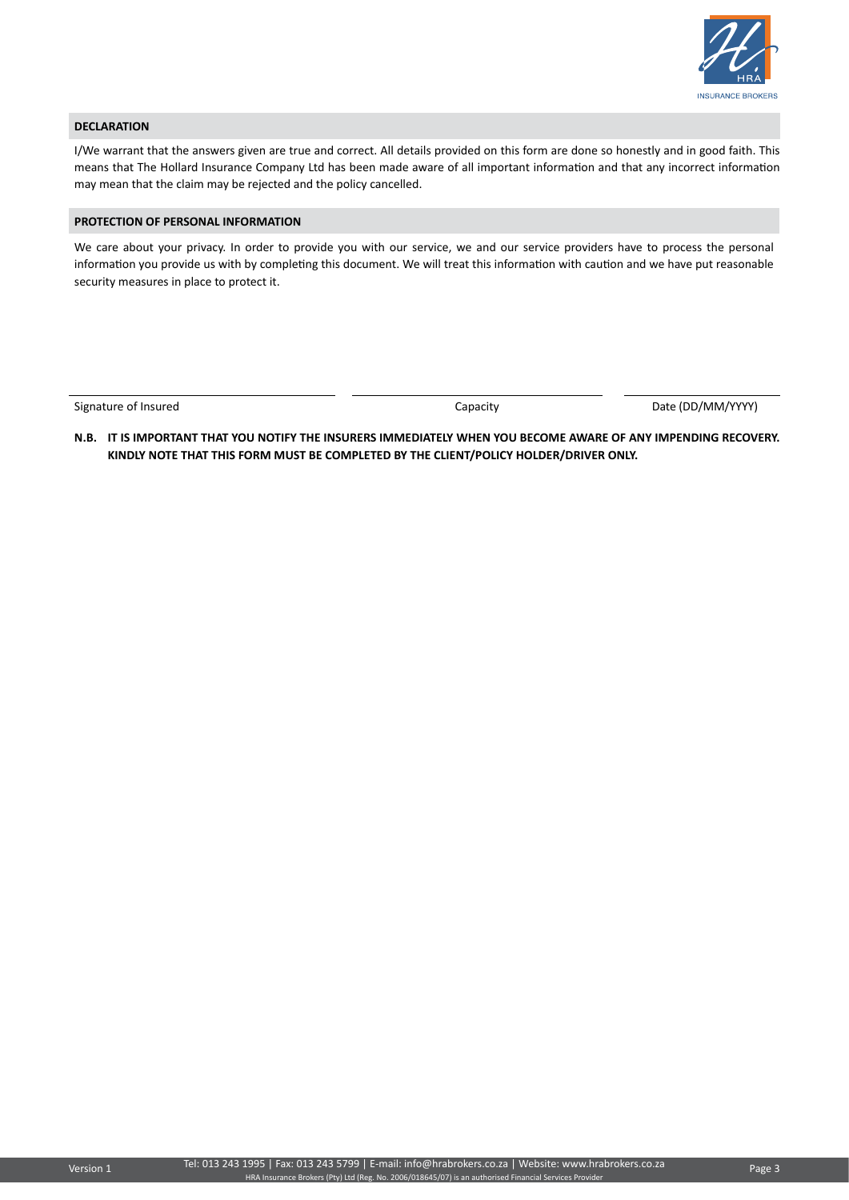## DECLARATION

I/We warrant that the answers given are true and correct. All details provided on this form are done so honestly and in good faith. This means that The Hollard Insurance Company Ltd has been made aware of all important information and that any incorrect information may mean that the claim may be rejected and the policy cancelled.

## PROTECTION OF PERSONAL INFORMATION

We care about your privacy. In order to provide you with our service, we and our service providers have to process the personal information you provide us with by completing this document. We will treat this information with caution and we have put reasonable security measures in place to protect it.

| Signature of Insured | Capacity | Date (DD/MM/YYYY) |
|---|---|---|
| | | |

**N.B. IT IS IMPORTANT THAT YOU NOTIFY THE INSURERS IMMEDIATELY WHEN YOU BECOME AWARE OF ANY IMPENDING RECOVERY. KINDLY NOTE THAT THIS FORM MUST BE COMPLETED BY THE CLIENT/POLICY HOLDER/DRIVER ONLY.**